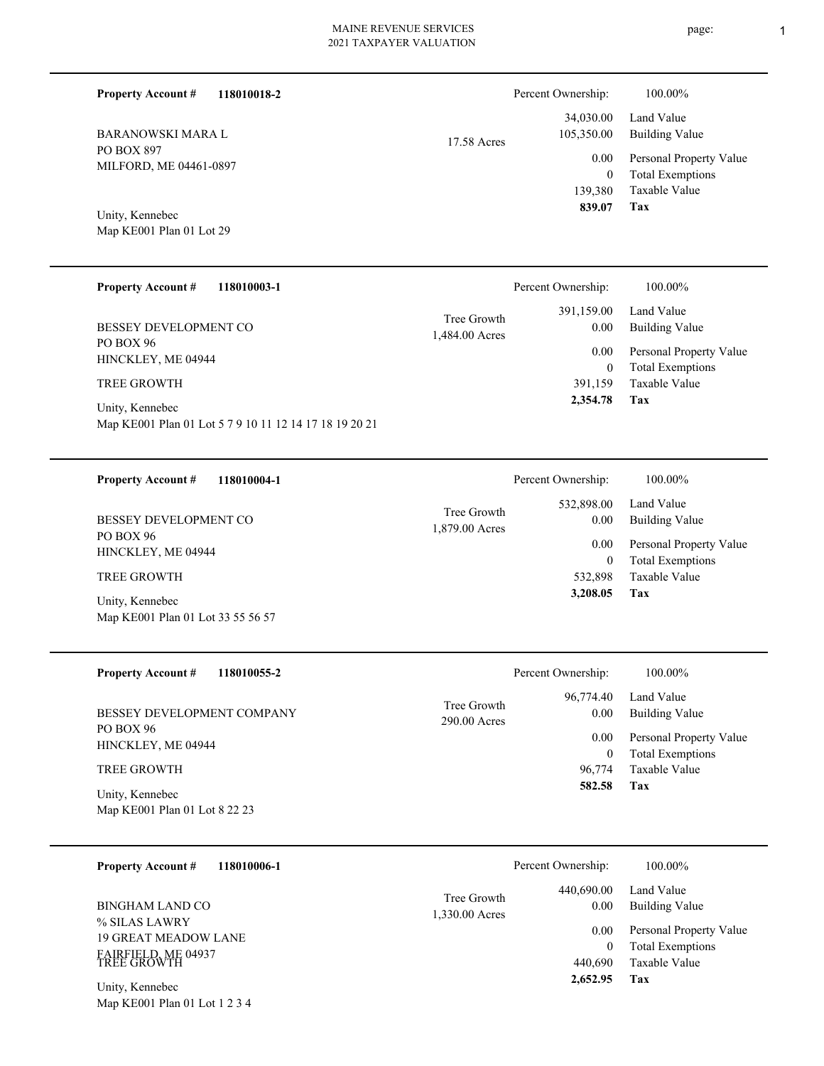MAINE REVENUE SERVICES
2021 TAXPAYER VALUATION

---

**Property Account #** **118010018-2**

BARANOWSKI MARA L
PO BOX 897
MILFORD, ME 04461-0897

Unity, Kennebec
Map KE001 Plan 01 Lot 29

17.58 Acres

| | |
|---|---|
| Percent Ownership: | 100.00% |
| 34,030.00 | Land Value |
| 105,350.00 | Building Value |
| 0.00 | Personal Property Value |
| 0 | Total Exemptions |
| 139,380 | Taxable Value |
| **839.07** | **Tax** |

---

**Property Account #** **118010003-1**

BESSEY DEVELOPMENT CO
PO BOX 96
HINCKLEY, ME 04944

TREE GROWTH

Unity, Kennebec
Map KE001 Plan 01 Lot 5 7 9 10 11 12 14 17 18 19 20 21

Tree Growth
1,484.00 Acres

| | |
|---|---|
| Percent Ownership: | 100.00% |
| 391,159.00 | Land Value |
| 0.00 | Building Value |
| 0.00 | Personal Property Value |
| 0 | Total Exemptions |
| 391,159 | Taxable Value |
| **2,354.78** | **Tax** |

---

**Property Account #** **118010004-1**

BESSEY DEVELOPMENT CO
PO BOX 96
HINCKLEY, ME 04944

TREE GROWTH

Unity, Kennebec
Map KE001 Plan 01 Lot 33 55 56 57

Tree Growth
1,879.00 Acres

| | |
|---|---|
| Percent Ownership: | 100.00% |
| 532,898.00 | Land Value |
| 0.00 | Building Value |
| 0.00 | Personal Property Value |
| 0 | Total Exemptions |
| 532,898 | Taxable Value |
| **3,208.05** | **Tax** |

---

**Property Account #** **118010055-2**

BESSEY DEVELOPMENT COMPANY
PO BOX 96
HINCKLEY, ME 04944

TREE GROWTH

Unity, Kennebec
Map KE001 Plan 01 Lot 8 22 23

Tree Growth
290.00 Acres

| | |
|---|---|
| Percent Ownership: | 100.00% |
| 96,774.40 | Land Value |
| 0.00 | Building Value |
| 0.00 | Personal Property Value |
| 0 | Total Exemptions |
| 96,774 | Taxable Value |
| **582.58** | **Tax** |

---

**Property Account #** **118010006-1**

BINGHAM LAND CO
% SILAS LAWRY
19 GREAT MEADOW LANE
FAIRFIELD, ME 04937

TREE GROWTH

Unity, Kennebec
Map KE001 Plan 01 Lot 1 2 3 4

Tree Growth
1,330.00 Acres

| | |
|---|---|
| Percent Ownership: | 100.00% |
| 440,690.00 | Land Value |
| 0.00 | Building Value |
| 0.00 | Personal Property Value |
| 0 | Total Exemptions |
| 440,690 | Taxable Value |
| **2,652.95** | **Tax** |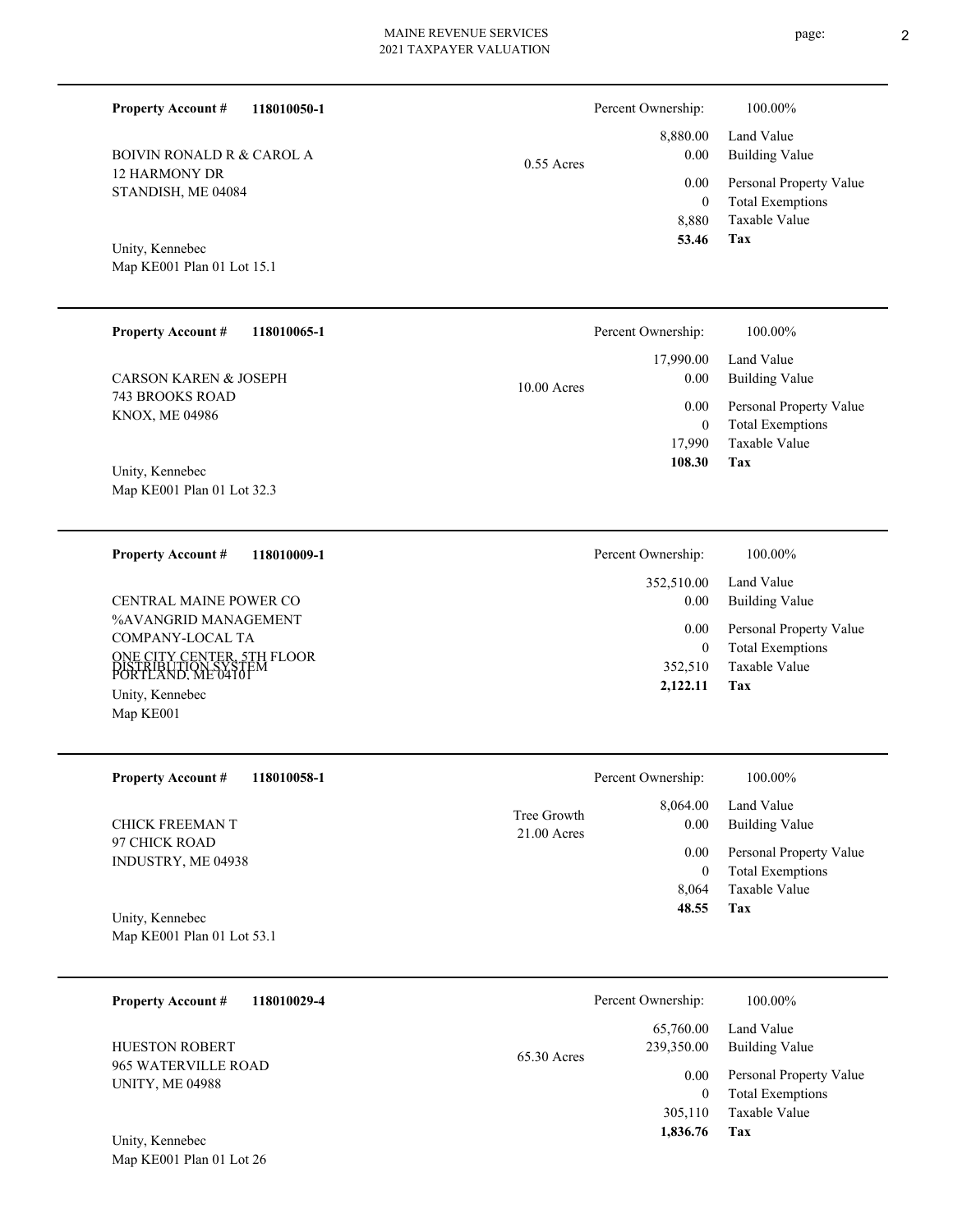**Property Account #** **118010050-1**

BOIVIN RONALD R & CAROL A
12 HARMONY DR
STANDISH, ME 04084

Unity, Kennebec
Map KE001 Plan 01 Lot 15.1

0.55 Acres

| Percent Ownership: | 100.00% |
|---|---|
| 8,880.00 | Land Value |
| 0.00 | Building Value |
| 0.00 | Personal Property Value |
| 0 | Total Exemptions |
| 8,880 | Taxable Value |
| **53.46** | **Tax** |

---

**Property Account #** **118010065-1**

CARSON KAREN & JOSEPH
743 BROOKS ROAD
KNOX, ME 04986

Unity, Kennebec
Map KE001 Plan 01 Lot 32.3

10.00 Acres

| Percent Ownership: | 100.00% |
|---|---|
| 17,990.00 | Land Value |
| 0.00 | Building Value |
| 0.00 | Personal Property Value |
| 0 | Total Exemptions |
| 17,990 | Taxable Value |
| **108.30** | **Tax** |

---

**Property Account #** **118010009-1**

CENTRAL MAINE POWER CO
%AVANGRID MANAGEMENT
COMPANY-LOCAL TA
ONE CITY CENTER, 5TH FLOOR
PORTLAND, ME 04101
DISTRIBUTION SYSTEM

Unity, Kennebec
Map KE001

| Percent Ownership: | 100.00% |
|---|---|
| 352,510.00 | Land Value |
| 0.00 | Building Value |
| 0.00 | Personal Property Value |
| 0 | Total Exemptions |
| 352,510 | Taxable Value |
| **2,122.11** | **Tax** |

---

**Property Account #** **118010058-1**

CHICK FREEMAN T
97 CHICK ROAD
INDUSTRY, ME 04938

Unity, Kennebec
Map KE001 Plan 01 Lot 53.1

Tree Growth
21.00 Acres

| Percent Ownership: | 100.00% |
|---|---|
| 8,064.00 | Land Value |
| 0.00 | Building Value |
| 0.00 | Personal Property Value |
| 0 | Total Exemptions |
| 8,064 | Taxable Value |
| **48.55** | **Tax** |

---

**Property Account #** **118010029-4**

HUESTON ROBERT
965 WATERVILLE ROAD
UNITY, ME 04988

Unity, Kennebec
Map KE001 Plan 01 Lot 26

65.30 Acres

| Percent Ownership: | 100.00% |
|---|---|
| 65,760.00 | Land Value |
| 239,350.00 | Building Value |
| 0.00 | Personal Property Value |
| 0 | Total Exemptions |
| 305,110 | Taxable Value |
| **1,836.76** | **Tax** |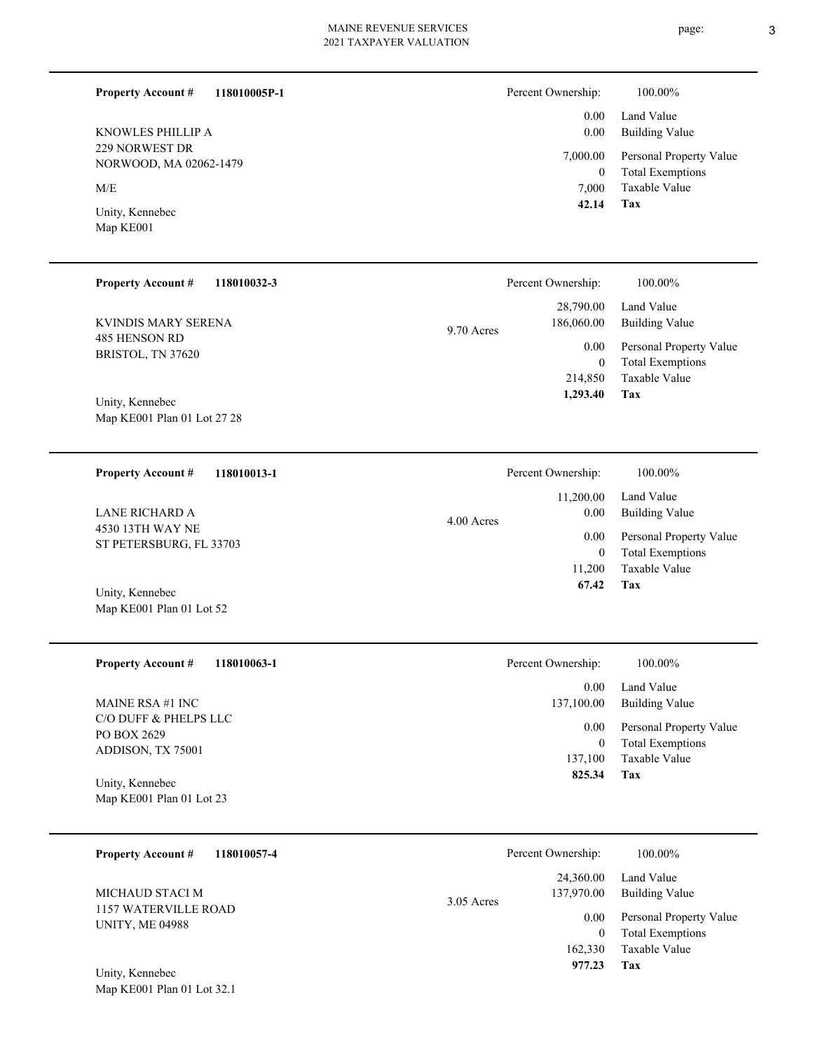**Property Account #** **118010005P-1**

KNOWLES PHILLIP A
229 NORWEST DR
NORWOOD, MA 02062-1479

M/E

Unity, Kennebec
Map KE001

| Percent Ownership: | 100.00% |
|---|---|
| 0.00 | Land Value |
| 0.00 | Building Value |
| 7,000.00 | Personal Property Value |
| 0 | Total Exemptions |
| 7,000 | Taxable Value |
| **42.14** | **Tax** |

---

**Property Account #** **118010032-3**

KVINDIS MARY SERENA
485 HENSON RD
BRISTOL, TN 37620

Unity, Kennebec
Map KE001 Plan 01 Lot 27 28

9.70 Acres

| Percent Ownership: | 100.00% |
|---|---|
| 28,790.00 | Land Value |
| 186,060.00 | Building Value |
| 0.00 | Personal Property Value |
| 0 | Total Exemptions |
| 214,850 | Taxable Value |
| **1,293.40** | **Tax** |

---

**Property Account #** **118010013-1**

LANE RICHARD A
4530 13TH WAY NE
ST PETERSBURG, FL 33703

Unity, Kennebec
Map KE001 Plan 01 Lot 52

4.00 Acres

| Percent Ownership: | 100.00% |
|---|---|
| 11,200.00 | Land Value |
| 0.00 | Building Value |
| 0.00 | Personal Property Value |
| 0 | Total Exemptions |
| 11,200 | Taxable Value |
| **67.42** | **Tax** |

---

**Property Account #** **118010063-1**

MAINE RSA #1 INC
C/O DUFF & PHELPS LLC
PO BOX 2629
ADDISON, TX 75001

Unity, Kennebec
Map KE001 Plan 01 Lot 23

| Percent Ownership: | 100.00% |
|---|---|
| 0.00 | Land Value |
| 137,100.00 | Building Value |
| 0.00 | Personal Property Value |
| 0 | Total Exemptions |
| 137,100 | Taxable Value |
| **825.34** | **Tax** |

---

**Property Account #** **118010057-4**

MICHAUD STACI M
1157 WATERVILLE ROAD
UNITY, ME 04988

Unity, Kennebec
Map KE001 Plan 01 Lot 32.1

3.05 Acres

| Percent Ownership: | 100.00% |
|---|---|
| 24,360.00 | Land Value |
| 137,970.00 | Building Value |
| 0.00 | Personal Property Value |
| 0 | Total Exemptions |
| 162,330 | Taxable Value |
| **977.23** | **Tax** |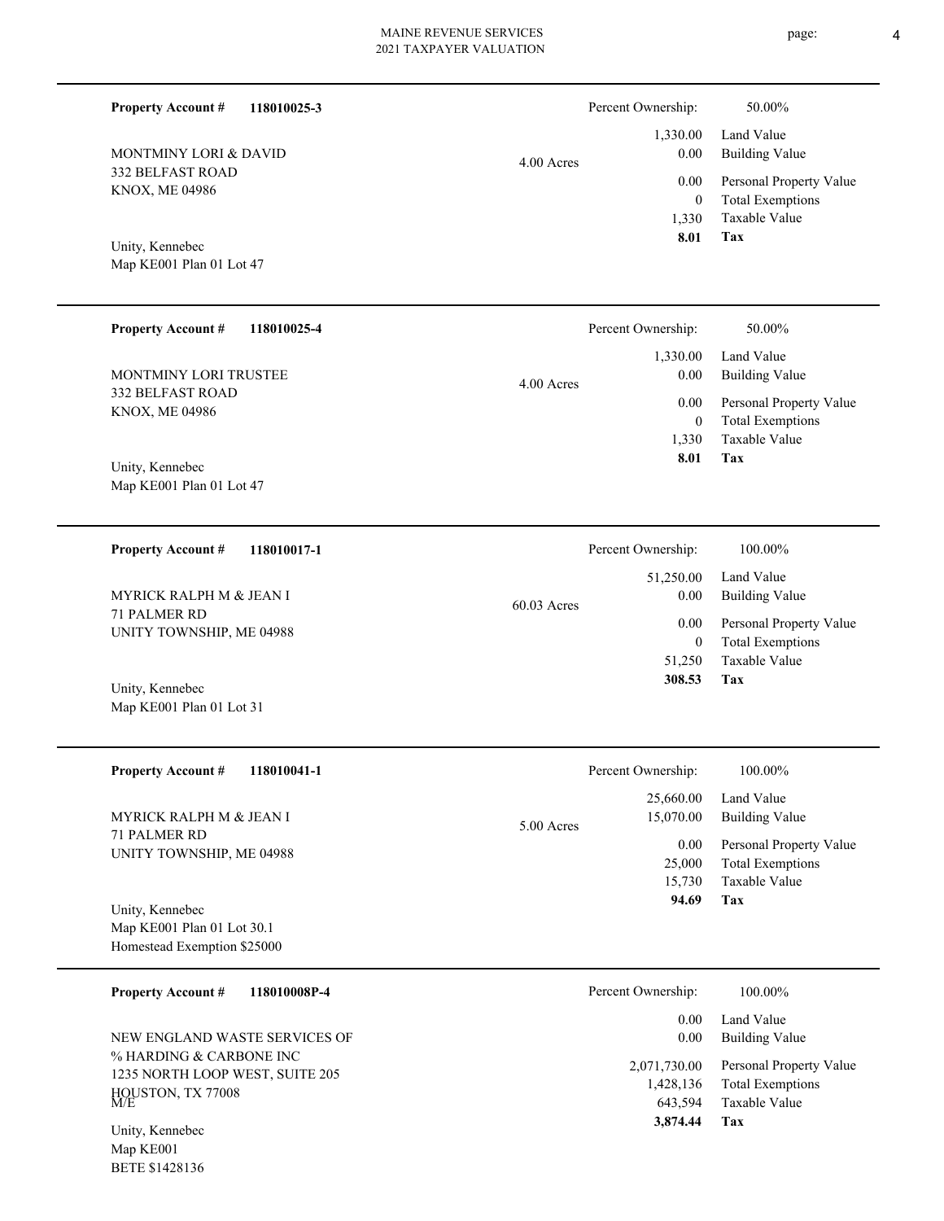**Property Account #** **118010025-3**

MONTMINY LORI & DAVID
332 BELFAST ROAD
KNOX, ME 04986

Unity, Kennebec
Map KE001 Plan 01 Lot 47

4.00 Acres

| | |
|---|---|
| Percent Ownership: | 50.00% |
| 1,330.00 | Land Value |
| 0.00 | Building Value |
| 0.00 | Personal Property Value |
| 0 | Total Exemptions |
| 1,330 | Taxable Value |
| **8.01** | **Tax** |

---

**Property Account #** **118010025-4**

MONTMINY LORI TRUSTEE
332 BELFAST ROAD
KNOX, ME 04986

Unity, Kennebec
Map KE001 Plan 01 Lot 47

4.00 Acres

| | |
|---|---|
| Percent Ownership: | 50.00% |
| 1,330.00 | Land Value |
| 0.00 | Building Value |
| 0.00 | Personal Property Value |
| 0 | Total Exemptions |
| 1,330 | Taxable Value |
| **8.01** | **Tax** |

---

**Property Account #** **118010017-1**

MYRICK RALPH M & JEAN I
71 PALMER RD
UNITY TOWNSHIP, ME 04988

Unity, Kennebec
Map KE001 Plan 01 Lot 31

60.03 Acres

| | |
|---|---|
| Percent Ownership: | 100.00% |
| 51,250.00 | Land Value |
| 0.00 | Building Value |
| 0.00 | Personal Property Value |
| 0 | Total Exemptions |
| 51,250 | Taxable Value |
| **308.53** | **Tax** |

---

**Property Account #** **118010041-1**

MYRICK RALPH M & JEAN I
71 PALMER RD
UNITY TOWNSHIP, ME 04988

Unity, Kennebec
Map KE001 Plan 01 Lot 30.1
Homestead Exemption $25000

5.00 Acres

| | |
|---|---|
| Percent Ownership: | 100.00% |
| 25,660.00 | Land Value |
| 15,070.00 | Building Value |
| 0.00 | Personal Property Value |
| 25,000 | Total Exemptions |
| 15,730 | Taxable Value |
| **94.69** | **Tax** |

---

**Property Account #** **118010008P-4**

NEW ENGLAND WASTE SERVICES OF
% HARDING & CARBONE INC
1235 NORTH LOOP WEST, SUITE 205
HOUSTON, TX 77008
M/E

Unity, Kennebec
Map KE001
BETE $1428136

| | |
|---|---|
| Percent Ownership: | 100.00% |
| 0.00 | Land Value |
| 0.00 | Building Value |
| 2,071,730.00 | Personal Property Value |
| 1,428,136 | Total Exemptions |
| 643,594 | Taxable Value |
| **3,874.44** | **Tax** |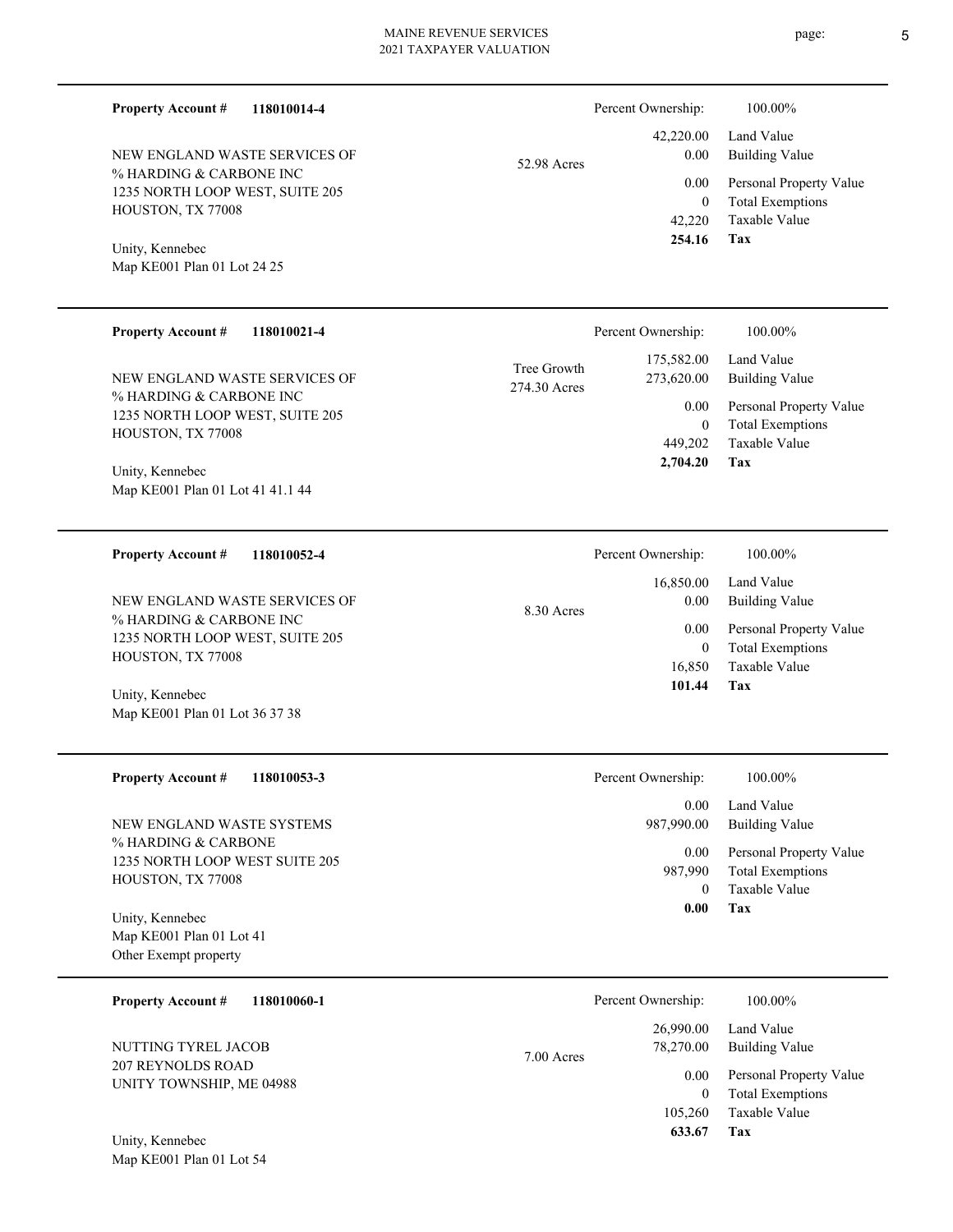**Property Account #** **118010014-4**

NEW ENGLAND WASTE SERVICES OF
% HARDING & CARBONE INC
1235 NORTH LOOP WEST, SUITE 205
HOUSTON, TX 77008

Unity, Kennebec
Map KE001 Plan 01 Lot 24 25

52.98 Acres

| Percent Ownership: | 100.00% |
|---|---|
| 42,220.00 | Land Value |
| 0.00 | Building Value |
| 0.00 | Personal Property Value |
| 0 | Total Exemptions |
| 42,220 | Taxable Value |
| **254.16** | **Tax** |

---

**Property Account #** **118010021-4**

NEW ENGLAND WASTE SERVICES OF
% HARDING & CARBONE INC
1235 NORTH LOOP WEST, SUITE 205
HOUSTON, TX 77008

Unity, Kennebec
Map KE001 Plan 01 Lot 41 41.1 44

Tree Growth
274.30 Acres

| Percent Ownership: | 100.00% |
|---|---|
| 175,582.00 | Land Value |
| 273,620.00 | Building Value |
| 0.00 | Personal Property Value |
| 0 | Total Exemptions |
| 449,202 | Taxable Value |
| **2,704.20** | **Tax** |

---

**Property Account #** **118010052-4**

NEW ENGLAND WASTE SERVICES OF
% HARDING & CARBONE INC
1235 NORTH LOOP WEST, SUITE 205
HOUSTON, TX 77008

Unity, Kennebec
Map KE001 Plan 01 Lot 36 37 38

8.30 Acres

| Percent Ownership: | 100.00% |
|---|---|
| 16,850.00 | Land Value |
| 0.00 | Building Value |
| 0.00 | Personal Property Value |
| 0 | Total Exemptions |
| 16,850 | Taxable Value |
| **101.44** | **Tax** |

---

**Property Account #** **118010053-3**

NEW ENGLAND WASTE SYSTEMS
% HARDING & CARBONE
1235 NORTH LOOP WEST SUITE 205
HOUSTON, TX 77008

Unity, Kennebec
Map KE001 Plan 01 Lot 41
Other Exempt property

| Percent Ownership: | 100.00% |
|---|---|
| 0.00 | Land Value |
| 987,990.00 | Building Value |
| 0.00 | Personal Property Value |
| 987,990 | Total Exemptions |
| 0 | Taxable Value |
| **0.00** | **Tax** |

---

**Property Account #** **118010060-1**

NUTTING TYREL JACOB
207 REYNOLDS ROAD
UNITY TOWNSHIP, ME 04988

Unity, Kennebec
Map KE001 Plan 01 Lot 54

7.00 Acres

| Percent Ownership: | 100.00% |
|---|---|
| 26,990.00 | Land Value |
| 78,270.00 | Building Value |
| 0.00 | Personal Property Value |
| 0 | Total Exemptions |
| 105,260 | Taxable Value |
| **633.67** | **Tax** |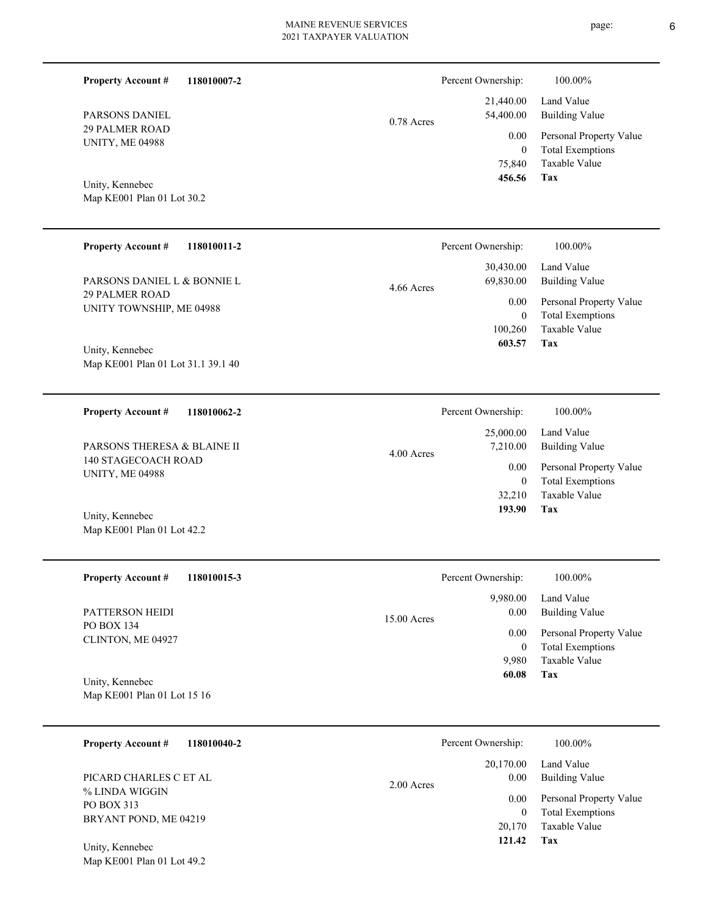**Property Account #** **118010007-2**

PARSONS DANIEL
29 PALMER ROAD
UNITY, ME 04988

Unity, Kennebec
Map KE001 Plan 01 Lot 30.2

0.78 Acres

| Percent Ownership: | 100.00% |
|---|---|
| 21,440.00 | Land Value |
| 54,400.00 | Building Value |
| 0.00 | Personal Property Value |
| 0 | Total Exemptions |
| 75,840 | Taxable Value |
| **456.56** | **Tax** |

---

**Property Account #** **118010011-2**

PARSONS DANIEL L & BONNIE L
29 PALMER ROAD
UNITY TOWNSHIP, ME 04988

Unity, Kennebec
Map KE001 Plan 01 Lot 31.1 39.1 40

4.66 Acres

| Percent Ownership: | 100.00% |
|---|---|
| 30,430.00 | Land Value |
| 69,830.00 | Building Value |
| 0.00 | Personal Property Value |
| 0 | Total Exemptions |
| 100,260 | Taxable Value |
| **603.57** | **Tax** |

---

**Property Account #** **118010062-2**

PARSONS THERESA & BLAINE II
140 STAGECOACH ROAD
UNITY, ME 04988

Unity, Kennebec
Map KE001 Plan 01 Lot 42.2

4.00 Acres

| Percent Ownership: | 100.00% |
|---|---|
| 25,000.00 | Land Value |
| 7,210.00 | Building Value |
| 0.00 | Personal Property Value |
| 0 | Total Exemptions |
| 32,210 | Taxable Value |
| **193.90** | **Tax** |

---

**Property Account #** **118010015-3**

PATTERSON HEIDI
PO BOX 134
CLINTON, ME 04927

Unity, Kennebec
Map KE001 Plan 01 Lot 15 16

15.00 Acres

| Percent Ownership: | 100.00% |
|---|---|
| 9,980.00 | Land Value |
| 0.00 | Building Value |
| 0.00 | Personal Property Value |
| 0 | Total Exemptions |
| 9,980 | Taxable Value |
| **60.08** | **Tax** |

---

**Property Account #** **118010040-2**

PICARD CHARLES C ET AL
% LINDA WIGGIN
PO BOX 313
BRYANT POND, ME 04219

Unity, Kennebec
Map KE001 Plan 01 Lot 49.2

2.00 Acres

| Percent Ownership: | 100.00% |
|---|---|
| 20,170.00 | Land Value |
| 0.00 | Building Value |
| 0.00 | Personal Property Value |
| 0 | Total Exemptions |
| 20,170 | Taxable Value |
| **121.42** | **Tax** |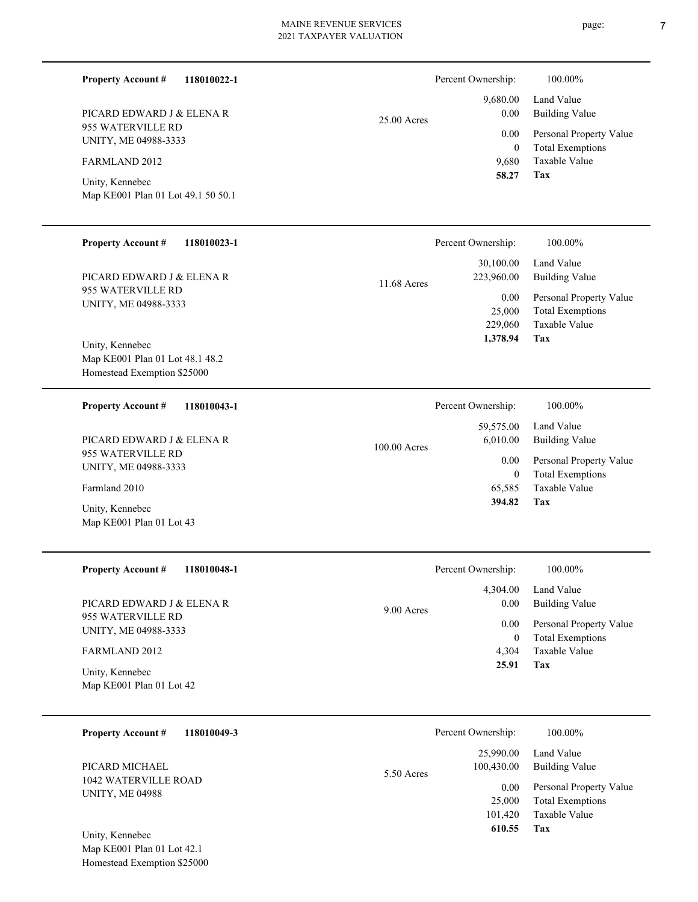**Property Account #** **118010022-1**

PICARD EDWARD J & ELENA R
955 WATERVILLE RD
UNITY, ME 04988-3333

FARMLAND 2012

Unity, Kennebec
Map KE001 Plan 01 Lot 49.1 50 50.1

25.00 Acres

| | |
|---|---|
| Percent Ownership: | 100.00% |
| Land Value | 9,680.00 |
| Building Value | 0.00 |
| Personal Property Value | 0.00 |
| Total Exemptions | 0 |
| Taxable Value | 9,680 |
| **Tax** | **58.27** |

---

**Property Account #** **118010023-1**

PICARD EDWARD J & ELENA R
955 WATERVILLE RD
UNITY, ME 04988-3333

Unity, Kennebec
Map KE001 Plan 01 Lot 48.1 48.2
Homestead Exemption $25000

11.68 Acres

| | |
|---|---|
| Percent Ownership: | 100.00% |
| Land Value | 30,100.00 |
| Building Value | 223,960.00 |
| Personal Property Value | 0.00 |
| Total Exemptions | 25,000 |
| Taxable Value | 229,060 |
| **Tax** | **1,378.94** |

---

**Property Account #** **118010043-1**

PICARD EDWARD J & ELENA R
955 WATERVILLE RD
UNITY, ME 04988-3333

Farmland 2010

Unity, Kennebec
Map KE001 Plan 01 Lot 43

100.00 Acres

| | |
|---|---|
| Percent Ownership: | 100.00% |
| Land Value | 59,575.00 |
| Building Value | 6,010.00 |
| Personal Property Value | 0.00 |
| Total Exemptions | 0 |
| Taxable Value | 65,585 |
| **Tax** | **394.82** |

---

**Property Account #** **118010048-1**

PICARD EDWARD J & ELENA R
955 WATERVILLE RD
UNITY, ME 04988-3333

FARMLAND 2012

Unity, Kennebec
Map KE001 Plan 01 Lot 42

9.00 Acres

| | |
|---|---|
| Percent Ownership: | 100.00% |
| Land Value | 4,304.00 |
| Building Value | 0.00 |
| Personal Property Value | 0.00 |
| Total Exemptions | 0 |
| Taxable Value | 4,304 |
| **Tax** | **25.91** |

---

**Property Account #** **118010049-3**

PICARD MICHAEL
1042 WATERVILLE ROAD
UNITY, ME 04988

Unity, Kennebec
Map KE001 Plan 01 Lot 42.1
Homestead Exemption $25000

5.50 Acres

| | |
|---|---|
| Percent Ownership: | 100.00% |
| Land Value | 25,990.00 |
| Building Value | 100,430.00 |
| Personal Property Value | 0.00 |
| Total Exemptions | 25,000 |
| Taxable Value | 101,420 |
| **Tax** | **610.55** |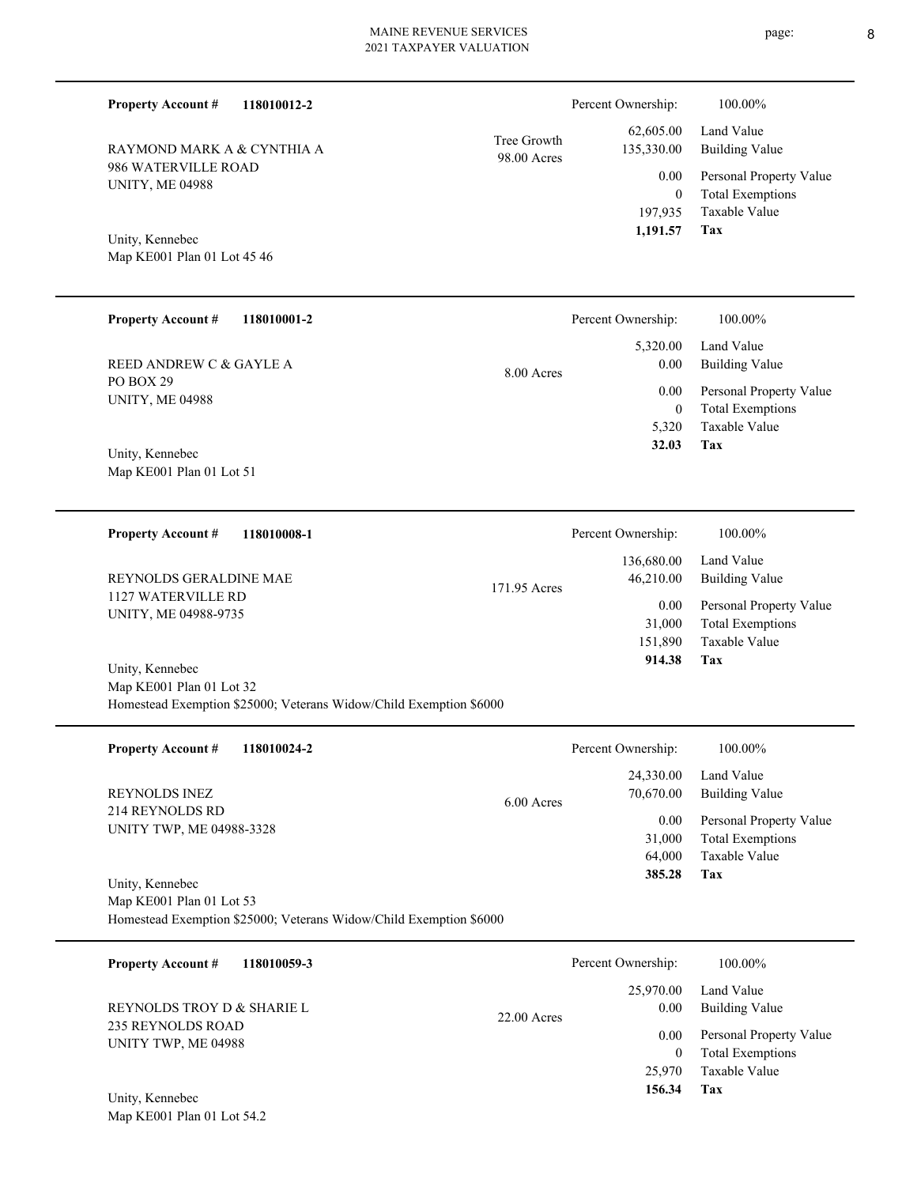**Property Account #** **118010012-2**

RAYMOND MARK A & CYNTHIA A
986 WATERVILLE ROAD
UNITY, ME 04988

Unity, Kennebec
Map KE001 Plan 01 Lot 45 46

Tree Growth
98.00 Acres

| Percent Ownership: | 100.00% |
|---|---|
| 62,605.00 | Land Value |
| 135,330.00 | Building Value |
| 0.00 | Personal Property Value |
| 0 | Total Exemptions |
| 197,935 | Taxable Value |
| **1,191.57** | **Tax** |

---

**Property Account #** **118010001-2**

REED ANDREW C & GAYLE A
PO BOX 29
UNITY, ME 04988

Unity, Kennebec
Map KE001 Plan 01 Lot 51

8.00 Acres

| Percent Ownership: | 100.00% |
|---|---|
| 5,320.00 | Land Value |
| 0.00 | Building Value |
| 0.00 | Personal Property Value |
| 0 | Total Exemptions |
| 5,320 | Taxable Value |
| **32.03** | **Tax** |

---

**Property Account #** **118010008-1**

REYNOLDS GERALDINE MAE
1127 WATERVILLE RD
UNITY, ME 04988-9735

Unity, Kennebec
Map KE001 Plan 01 Lot 32
Homestead Exemption $25000; Veterans Widow/Child Exemption $6000

171.95 Acres

| Percent Ownership: | 100.00% |
|---|---|
| 136,680.00 | Land Value |
| 46,210.00 | Building Value |
| 0.00 | Personal Property Value |
| 31,000 | Total Exemptions |
| 151,890 | Taxable Value |
| **914.38** | **Tax** |

---

**Property Account #** **118010024-2**

REYNOLDS INEZ
214 REYNOLDS RD
UNITY TWP, ME 04988-3328

Unity, Kennebec
Map KE001 Plan 01 Lot 53
Homestead Exemption $25000; Veterans Widow/Child Exemption $6000

6.00 Acres

| Percent Ownership: | 100.00% |
|---|---|
| 24,330.00 | Land Value |
| 70,670.00 | Building Value |
| 0.00 | Personal Property Value |
| 31,000 | Total Exemptions |
| 64,000 | Taxable Value |
| **385.28** | **Tax** |

---

**Property Account #** **118010059-3**

REYNOLDS TROY D & SHARIE L
235 REYNOLDS ROAD
UNITY TWP, ME 04988

Unity, Kennebec
Map KE001 Plan 01 Lot 54.2

22.00 Acres

| Percent Ownership: | 100.00% |
|---|---|
| 25,970.00 | Land Value |
| 0.00 | Building Value |
| 0.00 | Personal Property Value |
| 0 | Total Exemptions |
| 25,970 | Taxable Value |
| **156.34** | **Tax** |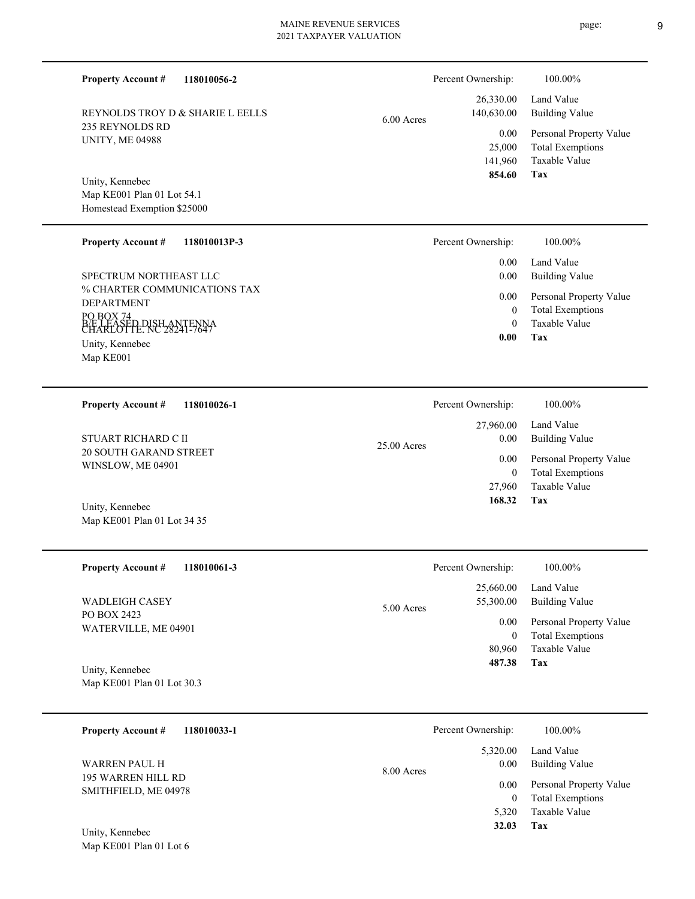**Property Account #** **118010056-2**

Percent Ownership: 100.00%

REYNOLDS TROY D & SHARIE L EELLS
235 REYNOLDS RD
UNITY, ME 04988

6.00 Acres

| | |
|---|---|
| 26,330.00 | Land Value |
| 140,630.00 | Building Value |
| 0.00 | Personal Property Value |
| 25,000 | Total Exemptions |
| 141,960 | Taxable Value |
| **854.60** | **Tax** |

Unity, Kennebec
Map KE001 Plan 01 Lot 54.1
Homestead Exemption $25000

---

**Property Account #** **118010013P-3**

Percent Ownership: 100.00%

SPECTRUM NORTHEAST LLC
% CHARTER COMMUNICATIONS TAX DEPARTMENT
PO BOX 74
CHARLOTTE, NC 28241-7647
B/E LEASED DISH ANTENNA

| | |
|---|---|
| 0.00 | Land Value |
| 0.00 | Building Value |
| 0.00 | Personal Property Value |
| 0 | Total Exemptions |
| 0 | Taxable Value |
| **0.00** | **Tax** |

Unity, Kennebec
Map KE001

---

**Property Account #** **118010026-1**

Percent Ownership: 100.00%

STUART RICHARD C II
20 SOUTH GARAND STREET
WINSLOW, ME 04901

25.00 Acres

| | |
|---|---|
| 27,960.00 | Land Value |
| 0.00 | Building Value |
| 0.00 | Personal Property Value |
| 0 | Total Exemptions |
| 27,960 | Taxable Value |
| **168.32** | **Tax** |

Unity, Kennebec
Map KE001 Plan 01 Lot 34 35

---

**Property Account #** **118010061-3**

Percent Ownership: 100.00%

WADLEIGH CASEY
PO BOX 2423
WATERVILLE, ME 04901

5.00 Acres

| | |
|---|---|
| 25,660.00 | Land Value |
| 55,300.00 | Building Value |
| 0.00 | Personal Property Value |
| 0 | Total Exemptions |
| 80,960 | Taxable Value |
| **487.38** | **Tax** |

Unity, Kennebec
Map KE001 Plan 01 Lot 30.3

---

**Property Account #** **118010033-1**

Percent Ownership: 100.00%

WARREN PAUL H
195 WARREN HILL RD
SMITHFIELD, ME 04978

8.00 Acres

| | |
|---|---|
| 5,320.00 | Land Value |
| 0.00 | Building Value |
| 0.00 | Personal Property Value |
| 0 | Total Exemptions |
| 5,320 | Taxable Value |
| **32.03** | **Tax** |

Unity, Kennebec
Map KE001 Plan 01 Lot 6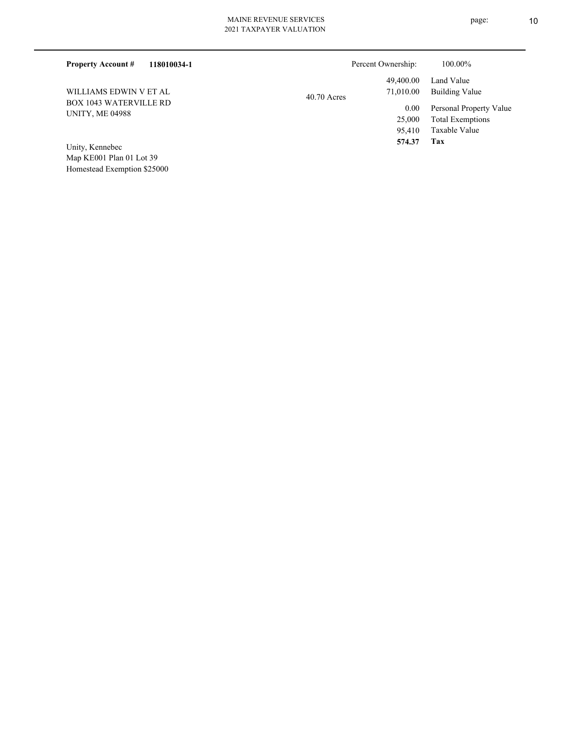**Property Account #** **118010034-1**

Percent Ownership: 100.00%

WILLIAMS EDWIN V ET AL
BOX 1043 WATERVILLE RD
UNITY, ME 04988

40.70 Acres

| | |
|---|---|
| 49,400.00 | Land Value |
| 71,010.00 | Building Value |
| 0.00 | Personal Property Value |
| 25,000 | Total Exemptions |
| 95,410 | Taxable Value |
| **574.37** | **Tax** |

Unity, Kennebec
Map KE001 Plan 01 Lot 39
Homestead Exemption $25000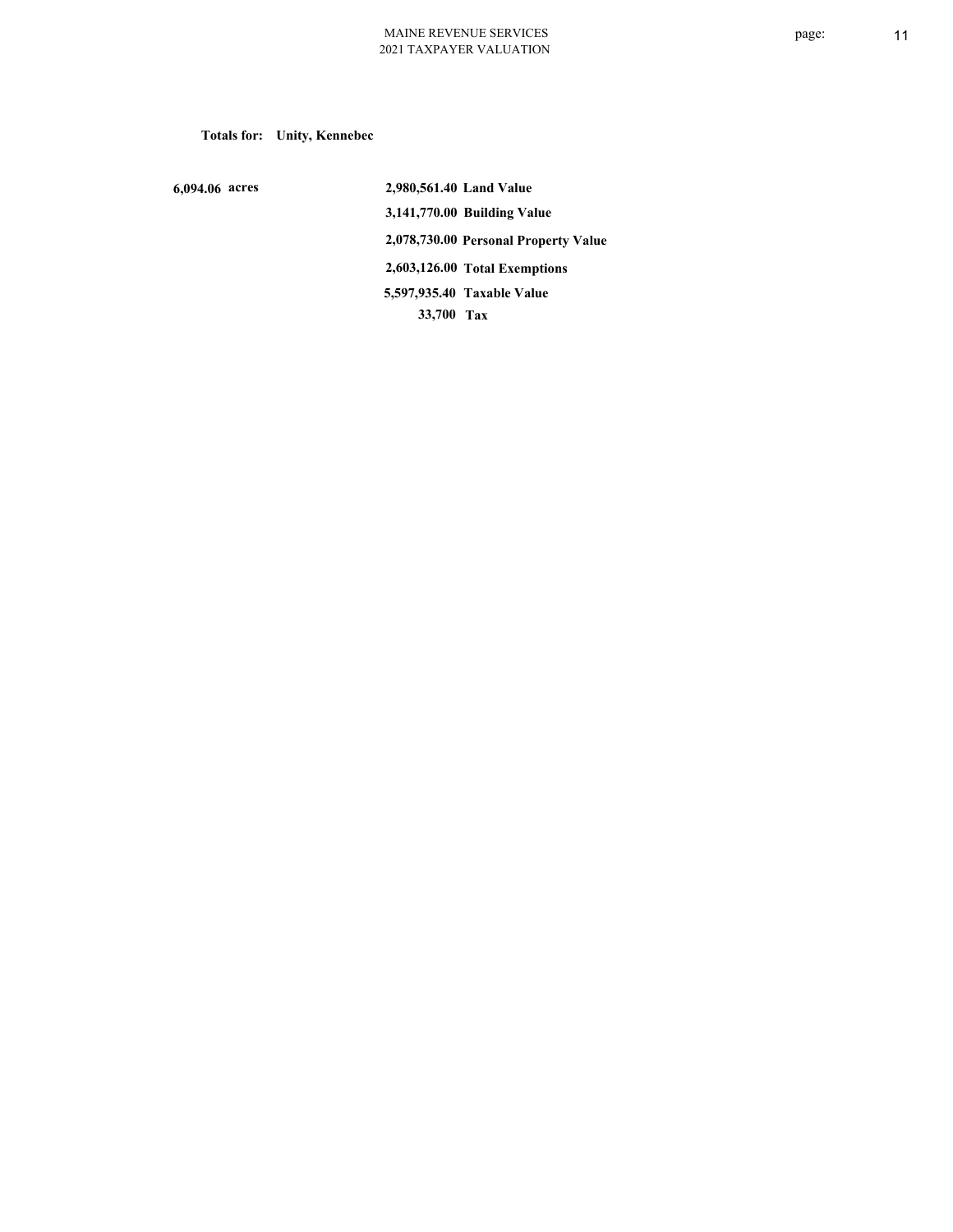**Totals for: Unity, Kennebec**

| | | |
|---|---|---|
| 6,094.06 acres | 2,980,561.40 | Land Value |
| | 3,141,770.00 | Building Value |
| | 2,078,730.00 | Personal Property Value |
| | 2,603,126.00 | Total Exemptions |
| | 5,597,935.40 | Taxable Value |
| | 33,700 | Tax |